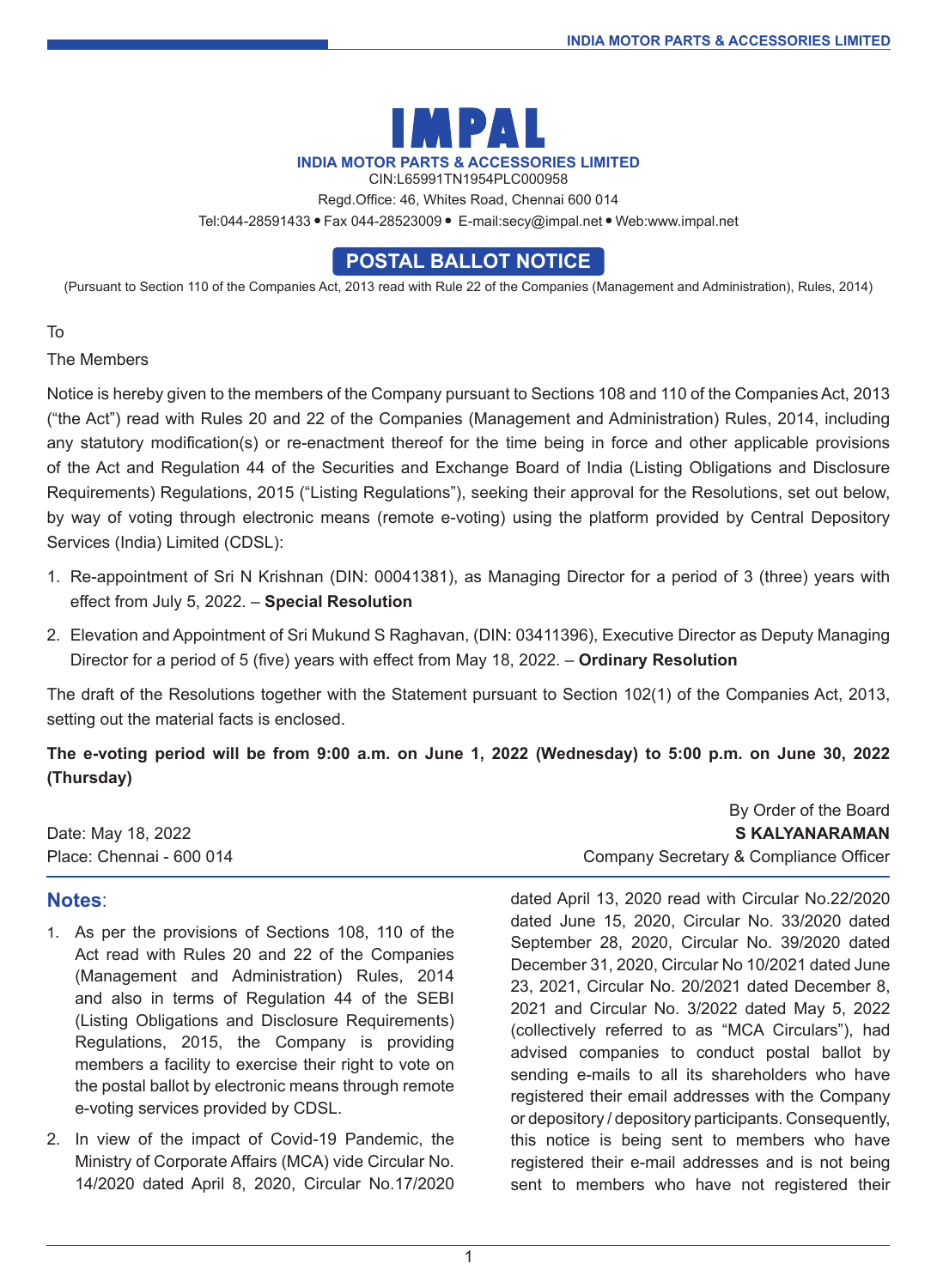# IMPAL

**INDIA MOTOR PARTS & ACCESSORIES LIMITED**

CIN:L65991TN1954PLC000958

Regd.Office: 46, Whites Road, Chennai 600 014

Tel:044-28591433 • Fax 044-28523009 • E-mail:secy@impal.net • Web:www.impal.net

## POSTAL BALLOT NOTICE

(Pursuant to Section 110 of the Companies Act, 2013 read with Rule 22 of the Companies (Management and Administration), Rules, 2014)

To

The Members

Notice is hereby given to the members of the Company pursuant to Sections 108 and 110 of the Companies Act, 2013 ("the Act") read with Rules 20 and 22 of the Companies (Management and Administration) Rules, 2014, including any statutory modification(s) or re-enactment thereof for the time being in force and other applicable provisions of the Act and Regulation 44 of the Securities and Exchange Board of India (Listing Obligations and Disclosure Requirements) Regulations, 2015 ("Listing Regulations"), seeking their approval for the Resolutions, set out below, by way of voting through electronic means (remote e-voting) using the platform provided by Central Depository Services (India) Limited (CDSL):

1. Re-appointment of Sri N Krishnan (DIN: 00041381), as Managing Director for a period of 3 (three) years with effect from July 5, 2022. – **Special Resolution**
2. Elevation and Appointment of Sri Mukund S Raghavan, (DIN: 03411396), Executive Director as Deputy Managing Director for a period of 5 (five) years with effect from May 18, 2022. – **Ordinary Resolution**

The draft of the Resolutions together with the Statement pursuant to Section 102(1) of the Companies Act, 2013, setting out the material facts is enclosed.

**The e-voting period will be from 9:00 a.m. on June 1, 2022 (Wednesday) to 5:00 p.m. on June 30, 2022 (Thursday)**

By Order of the Board

**S KALYANARAMAN**

Company Secretary & Compliance Officer

Date: May 18, 2022

Place: Chennai - 600 014

## Notes:

1. As per the provisions of Sections 108, 110 of the Act read with Rules 20 and 22 of the Companies (Management and Administration) Rules, 2014 and also in terms of Regulation 44 of the SEBI (Listing Obligations and Disclosure Requirements) Regulations, 2015, the Company is providing members a facility to exercise their right to vote on the postal ballot by electronic means through remote e-voting services provided by CDSL.
2. In view of the impact of Covid-19 Pandemic, the Ministry of Corporate Affairs (MCA) vide Circular No. 14/2020 dated April 8, 2020, Circular No.17/2020 dated April 13, 2020 read with Circular No.22/2020 dated June 15, 2020, Circular No. 33/2020 dated September 28, 2020, Circular No. 39/2020 dated December 31, 2020, Circular No 10/2021 dated June 23, 2021, Circular No. 20/2021 dated December 8, 2021 and Circular No. 3/2022 dated May 5, 2022 (collectively referred to as "MCA Circulars"), had advised companies to conduct postal ballot by sending e-mails to all its shareholders who have registered their email addresses with the Company or depository / depository participants. Consequently, this notice is being sent to members who have registered their e-mail addresses and is not being sent to members who have not registered their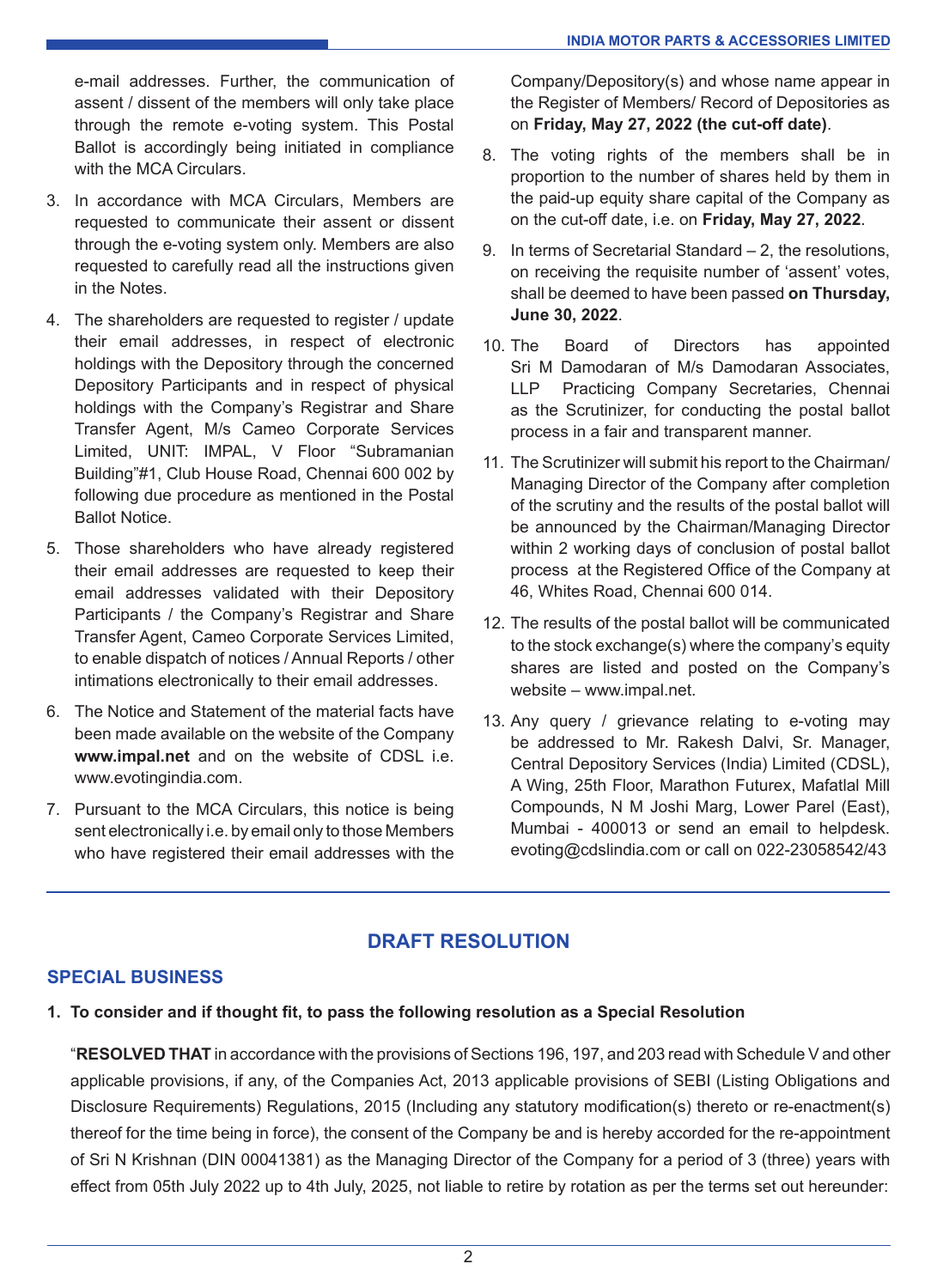e-mail addresses. Further, the communication of assent / dissent of the members will only take place through the remote e-voting system. This Postal Ballot is accordingly being initiated in compliance with the MCA Circulars.

3. In accordance with MCA Circulars, Members are requested to communicate their assent or dissent through the e-voting system only. Members are also requested to carefully read all the instructions given in the Notes.

4. The shareholders are requested to register / update their email addresses, in respect of electronic holdings with the Depository through the concerned Depository Participants and in respect of physical holdings with the Company's Registrar and Share Transfer Agent, M/s Cameo Corporate Services Limited, UNIT: IMPAL, V Floor "Subramanian Building"#1, Club House Road, Chennai 600 002 by following due procedure as mentioned in the Postal Ballot Notice.

5. Those shareholders who have already registered their email addresses are requested to keep their email addresses validated with their Depository Participants / the Company's Registrar and Share Transfer Agent, Cameo Corporate Services Limited, to enable dispatch of notices / Annual Reports / other intimations electronically to their email addresses.

6. The Notice and Statement of the material facts have been made available on the website of the Company **www.impal.net** and on the website of CDSL i.e. www.evotingindia.com.

7. Pursuant to the MCA Circulars, this notice is being sent electronically i.e. by email only to those Members who have registered their email addresses with the Company/Depository(s) and whose name appear in the Register of Members/ Record of Depositories as on **Friday, May 27, 2022 (the cut-off date)**.

8. The voting rights of the members shall be in proportion to the number of shares held by them in the paid-up equity share capital of the Company as on the cut-off date, i.e. on **Friday, May 27, 2022**.

9. In terms of Secretarial Standard – 2, the resolutions, on receiving the requisite number of 'assent' votes, shall be deemed to have been passed **on Thursday, June 30, 2022**.

10. The Board of Directors has appointed Sri M Damodaran of M/s Damodaran Associates, LLP Practicing Company Secretaries, Chennai as the Scrutinizer, for conducting the postal ballot process in a fair and transparent manner.

11. The Scrutinizer will submit his report to the Chairman/ Managing Director of the Company after completion of the scrutiny and the results of the postal ballot will be announced by the Chairman/Managing Director within 2 working days of conclusion of postal ballot process at the Registered Office of the Company at 46, Whites Road, Chennai 600 014.

12. The results of the postal ballot will be communicated to the stock exchange(s) where the company's equity shares are listed and posted on the Company's website – www.impal.net.

13. Any query / grievance relating to e-voting may be addressed to Mr. Rakesh Dalvi, Sr. Manager, Central Depository Services (India) Limited (CDSL), A Wing, 25th Floor, Marathon Futurex, Mafatlal Mill Compounds, N M Joshi Marg, Lower Parel (East), Mumbai - 400013 or send an email to helpdesk.evoting@cdslindia.com or call on 022-23058542/43

## DRAFT RESOLUTION

### SPECIAL BUSINESS

**1. To consider and if thought fit, to pass the following resolution as a Special Resolution**

"**RESOLVED THAT** in accordance with the provisions of Sections 196, 197, and 203 read with Schedule V and other applicable provisions, if any, of the Companies Act, 2013 applicable provisions of SEBI (Listing Obligations and Disclosure Requirements) Regulations, 2015 (Including any statutory modification(s) thereto or re-enactment(s) thereof for the time being in force), the consent of the Company be and is hereby accorded for the re-appointment of Sri N Krishnan (DIN 00041381) as the Managing Director of the Company for a period of 3 (three) years with effect from 05th July 2022 up to 4th July, 2025, not liable to retire by rotation as per the terms set out hereunder: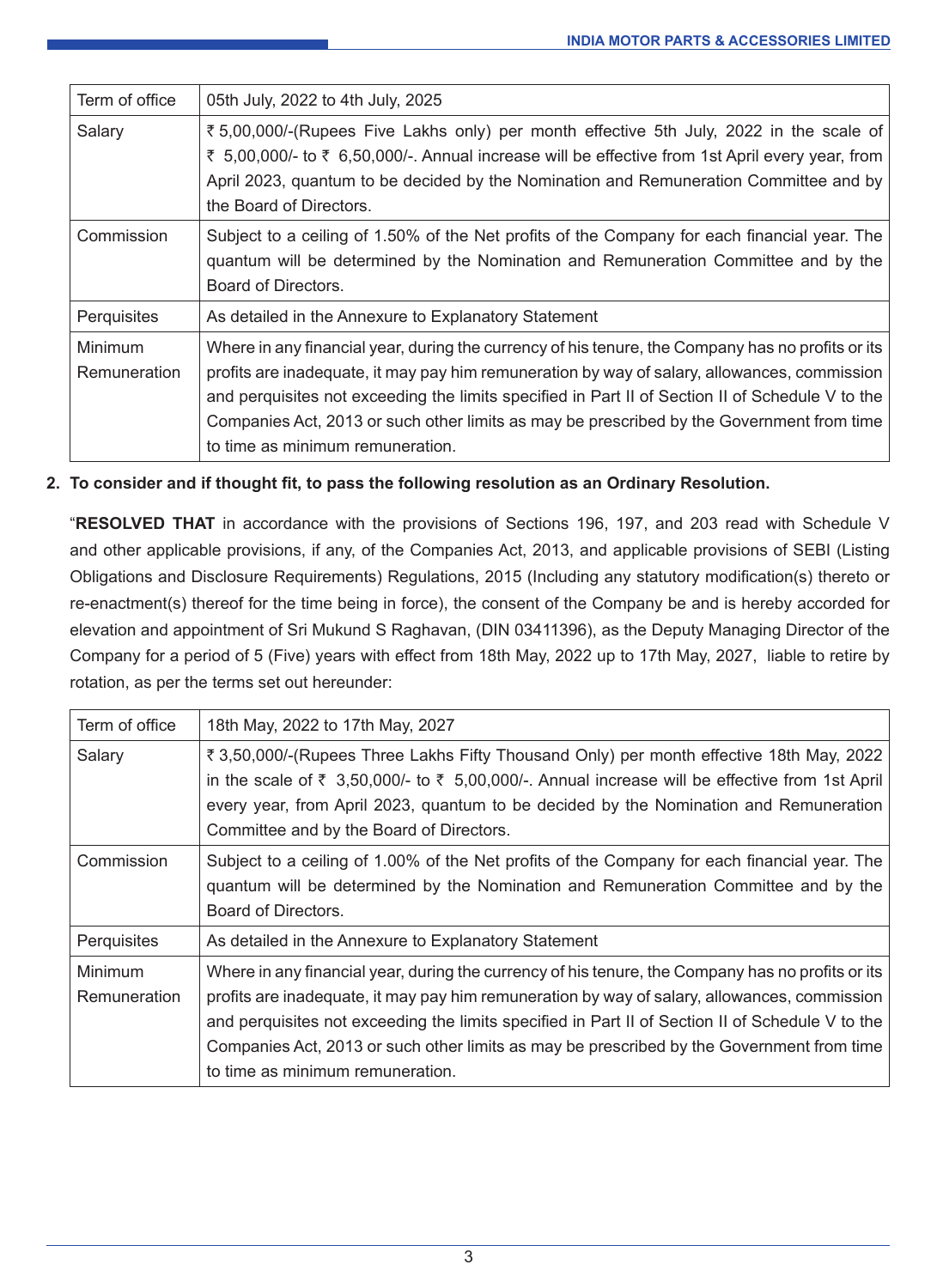| Term of office | 05th July, 2022 to 4th July, 2025 |
|---|---|
| Salary | ₹ 5,00,000/-(Rupees Five Lakhs only) per month effective 5th July, 2022 in the scale of ₹ 5,00,000/- to ₹ 6,50,000/-. Annual increase will be effective from 1st April every year, from April 2023, quantum to be decided by the Nomination and Remuneration Committee and by the Board of Directors. |
| Commission | Subject to a ceiling of 1.50% of the Net profits of the Company for each financial year. The quantum will be determined by the Nomination and Remuneration Committee and by the Board of Directors. |
| Perquisites | As detailed in the Annexure to Explanatory Statement |
| Minimum Remuneration | Where in any financial year, during the currency of his tenure, the Company has no profits or its profits are inadequate, it may pay him remuneration by way of salary, allowances, commission and perquisites not exceeding the limits specified in Part II of Section II of Schedule V to the Companies Act, 2013 or such other limits as may be prescribed by the Government from time to time as minimum remuneration. |

**2. To consider and if thought fit, to pass the following resolution as an Ordinary Resolution.**

"**RESOLVED THAT** in accordance with the provisions of Sections 196, 197, and 203 read with Schedule V and other applicable provisions, if any, of the Companies Act, 2013, and applicable provisions of SEBI (Listing Obligations and Disclosure Requirements) Regulations, 2015 (Including any statutory modification(s) thereto or re-enactment(s) thereof for the time being in force), the consent of the Company be and is hereby accorded for elevation and appointment of Sri Mukund S Raghavan, (DIN 03411396), as the Deputy Managing Director of the Company for a period of 5 (Five) years with effect from 18th May, 2022 up to 17th May, 2027, liable to retire by rotation, as per the terms set out hereunder:

| Term of office | 18th May, 2022 to 17th May, 2027 |
|---|---|
| Salary | ₹ 3,50,000/-(Rupees Three Lakhs Fifty Thousand Only) per month effective 18th May, 2022 in the scale of ₹ 3,50,000/- to ₹ 5,00,000/-. Annual increase will be effective from 1st April every year, from April 2023, quantum to be decided by the Nomination and Remuneration Committee and by the Board of Directors. |
| Commission | Subject to a ceiling of 1.00% of the Net profits of the Company for each financial year. The quantum will be determined by the Nomination and Remuneration Committee and by the Board of Directors. |
| Perquisites | As detailed in the Annexure to Explanatory Statement |
| Minimum Remuneration | Where in any financial year, during the currency of his tenure, the Company has no profits or its profits are inadequate, it may pay him remuneration by way of salary, allowances, commission and perquisites not exceeding the limits specified in Part II of Section II of Schedule V to the Companies Act, 2013 or such other limits as may be prescribed by the Government from time to time as minimum remuneration. |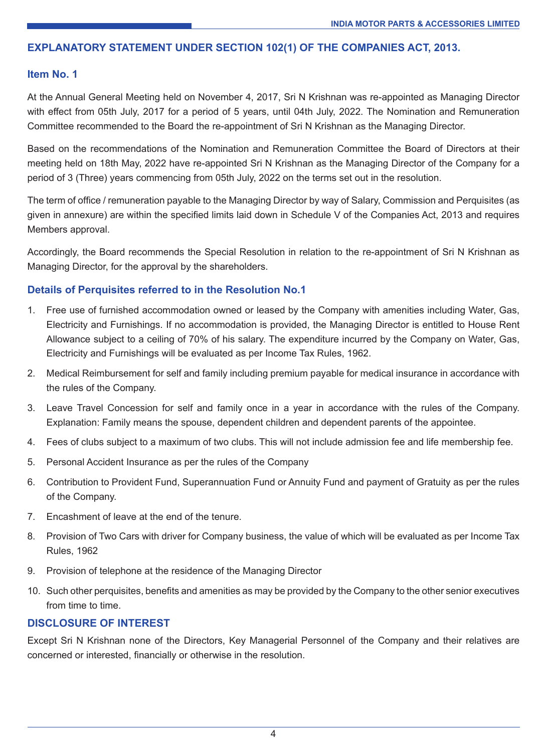## EXPLANATORY STATEMENT UNDER SECTION 102(1) OF THE COMPANIES ACT, 2013.

### Item No. 1

At the Annual General Meeting held on November 4, 2017, Sri N Krishnan was re-appointed as Managing Director with effect from 05th July, 2017 for a period of 5 years, until 04th July, 2022. The Nomination and Remuneration Committee recommended to the Board the re-appointment of Sri N Krishnan as the Managing Director.

Based on the recommendations of the Nomination and Remuneration Committee the Board of Directors at their meeting held on 18th May, 2022 have re-appointed Sri N Krishnan as the Managing Director of the Company for a period of 3 (Three) years commencing from 05th July, 2022 on the terms set out in the resolution.

The term of office / remuneration payable to the Managing Director by way of Salary, Commission and Perquisites (as given in annexure) are within the specified limits laid down in Schedule V of the Companies Act, 2013 and requires Members approval.

Accordingly, the Board recommends the Special Resolution in relation to the re-appointment of Sri N Krishnan as Managing Director, for the approval by the shareholders.

### Details of Perquisites referred to in the Resolution No.1

1. Free use of furnished accommodation owned or leased by the Company with amenities including Water, Gas, Electricity and Furnishings. If no accommodation is provided, the Managing Director is entitled to House Rent Allowance subject to a ceiling of 70% of his salary. The expenditure incurred by the Company on Water, Gas, Electricity and Furnishings will be evaluated as per Income Tax Rules, 1962.
2. Medical Reimbursement for self and family including premium payable for medical insurance in accordance with the rules of the Company.
3. Leave Travel Concession for self and family once in a year in accordance with the rules of the Company. Explanation: Family means the spouse, dependent children and dependent parents of the appointee.
4. Fees of clubs subject to a maximum of two clubs. This will not include admission fee and life membership fee.
5. Personal Accident Insurance as per the rules of the Company
6. Contribution to Provident Fund, Superannuation Fund or Annuity Fund and payment of Gratuity as per the rules of the Company.
7. Encashment of leave at the end of the tenure.
8. Provision of Two Cars with driver for Company business, the value of which will be evaluated as per Income Tax Rules, 1962
9. Provision of telephone at the residence of the Managing Director
10. Such other perquisites, benefits and amenities as may be provided by the Company to the other senior executives from time to time.

### DISCLOSURE OF INTEREST

Except Sri N Krishnan none of the Directors, Key Managerial Personnel of the Company and their relatives are concerned or interested, financially or otherwise in the resolution.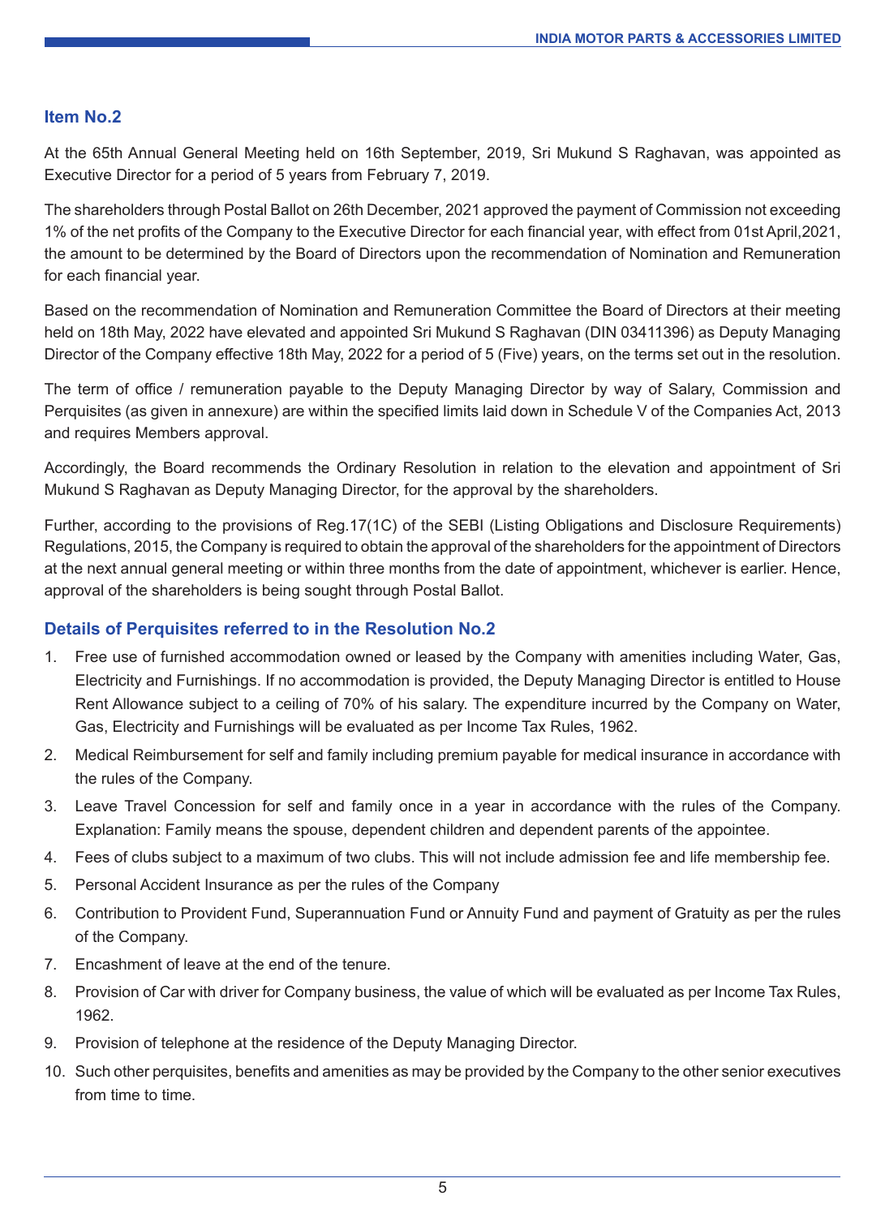## Item No.2

At the 65th Annual General Meeting held on 16th September, 2019, Sri Mukund S Raghavan, was appointed as Executive Director for a period of 5 years from February 7, 2019.

The shareholders through Postal Ballot on 26th December, 2021 approved the payment of Commission not exceeding 1% of the net profits of the Company to the Executive Director for each financial year, with effect from 01st April,2021, the amount to be determined by the Board of Directors upon the recommendation of Nomination and Remuneration for each financial year.

Based on the recommendation of Nomination and Remuneration Committee the Board of Directors at their meeting held on 18th May, 2022 have elevated and appointed Sri Mukund S Raghavan (DIN 03411396) as Deputy Managing Director of the Company effective 18th May, 2022 for a period of 5 (Five) years, on the terms set out in the resolution.

The term of office / remuneration payable to the Deputy Managing Director by way of Salary, Commission and Perquisites (as given in annexure) are within the specified limits laid down in Schedule V of the Companies Act, 2013 and requires Members approval.

Accordingly, the Board recommends the Ordinary Resolution in relation to the elevation and appointment of Sri Mukund S Raghavan as Deputy Managing Director, for the approval by the shareholders.

Further, according to the provisions of Reg.17(1C) of the SEBI (Listing Obligations and Disclosure Requirements) Regulations, 2015, the Company is required to obtain the approval of the shareholders for the appointment of Directors at the next annual general meeting or within three months from the date of appointment, whichever is earlier. Hence, approval of the shareholders is being sought through Postal Ballot.

### Details of Perquisites referred to in the Resolution No.2

1. Free use of furnished accommodation owned or leased by the Company with amenities including Water, Gas, Electricity and Furnishings. If no accommodation is provided, the Deputy Managing Director is entitled to House Rent Allowance subject to a ceiling of 70% of his salary. The expenditure incurred by the Company on Water, Gas, Electricity and Furnishings will be evaluated as per Income Tax Rules, 1962.
2. Medical Reimbursement for self and family including premium payable for medical insurance in accordance with the rules of the Company.
3. Leave Travel Concession for self and family once in a year in accordance with the rules of the Company. Explanation: Family means the spouse, dependent children and dependent parents of the appointee.
4. Fees of clubs subject to a maximum of two clubs. This will not include admission fee and life membership fee.
5. Personal Accident Insurance as per the rules of the Company
6. Contribution to Provident Fund, Superannuation Fund or Annuity Fund and payment of Gratuity as per the rules of the Company.
7. Encashment of leave at the end of the tenure.
8. Provision of Car with driver for Company business, the value of which will be evaluated as per Income Tax Rules, 1962.
9. Provision of telephone at the residence of the Deputy Managing Director.
10. Such other perquisites, benefits and amenities as may be provided by the Company to the other senior executives from time to time.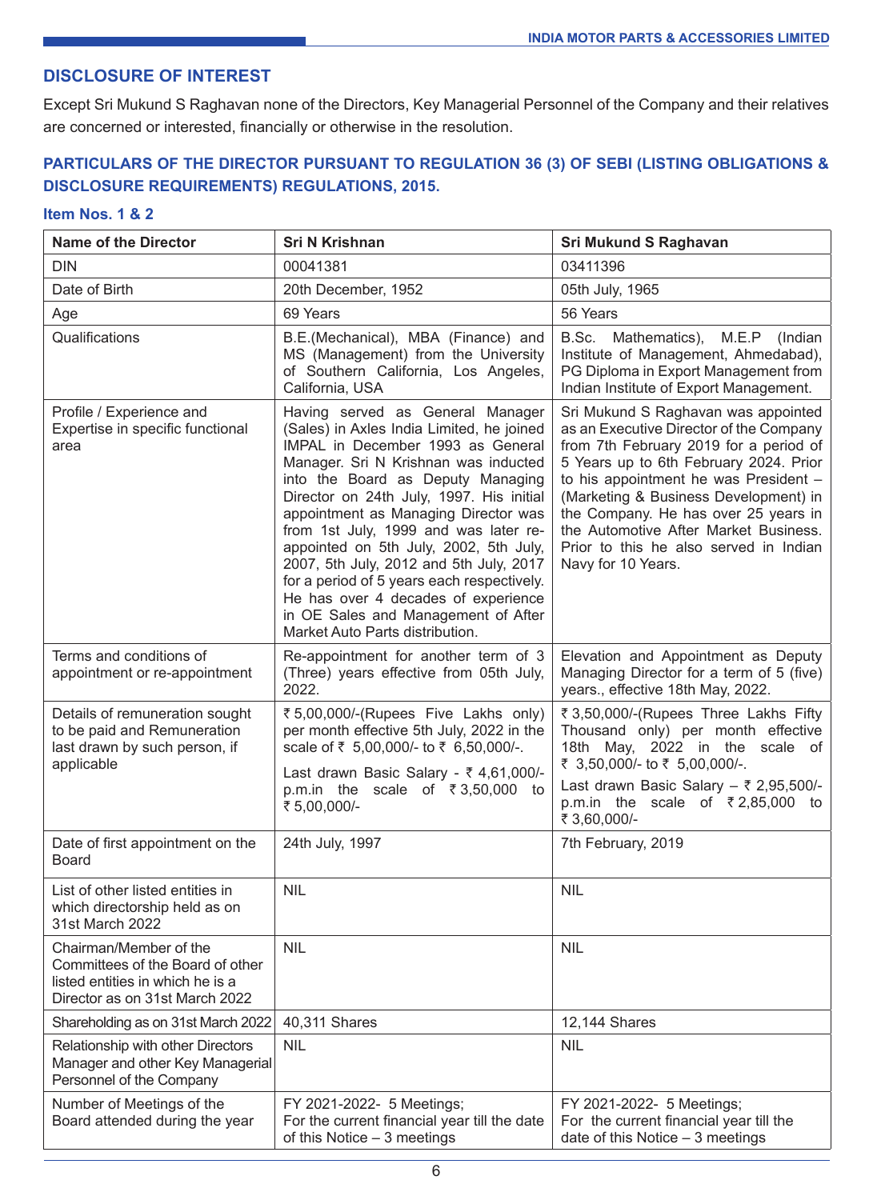## DISCLOSURE OF INTEREST

Except Sri Mukund S Raghavan none of the Directors, Key Managerial Personnel of the Company and their relatives are concerned or interested, financially or otherwise in the resolution.

## PARTICULARS OF THE DIRECTOR PURSUANT TO REGULATION 36 (3) OF SEBI (LISTING OBLIGATIONS & DISCLOSURE REQUIREMENTS) REGULATIONS, 2015.

### Item Nos. 1 & 2

| Name of the Director | Sri N Krishnan | Sri Mukund S Raghavan |
|---|---|---|
| DIN | 00041381 | 03411396 |
| Date of Birth | 20th December, 1952 | 05th July, 1965 |
| Age | 69 Years | 56 Years |
| Qualifications | B.E.(Mechanical), MBA (Finance) and MS (Management) from the University of Southern California, Los Angeles, California, USA | B.Sc. Mathematics), M.E.P (Indian Institute of Management, Ahmedabad), PG Diploma in Export Management from Indian Institute of Export Management. |
| Profile / Experience and Expertise in specific functional area | Having served as General Manager (Sales) in Axles India Limited, he joined IMPAL in December 1993 as General Manager. Sri N Krishnan was inducted into the Board as Deputy Managing Director on 24th July, 1997. His initial appointment as Managing Director was from 1st July, 1999 and was later re-appointed on 5th July, 2002, 5th July, 2007, 5th July, 2012 and 5th July, 2017 for a period of 5 years each respectively. He has over 4 decades of experience in OE Sales and Management of After Market Auto Parts distribution. | Sri Mukund S Raghavan was appointed as an Executive Director of the Company from 7th February 2019 for a period of 5 Years up to 6th February 2024. Prior to his appointment he was President – (Marketing & Business Development) in the Company. He has over 25 years in the Automotive After Market Business. Prior to this he also served in Indian Navy for 10 Years. |
| Terms and conditions of appointment or re-appointment | Re-appointment for another term of 3 (Three) years effective from 05th July, 2022. | Elevation and Appointment as Deputy Managing Director for a term of 5 (five) years., effective 18th May, 2022. |
| Details of remuneration sought to be paid and Remuneration last drawn by such person, if applicable | ₹ 5,00,000/-(Rupees Five Lakhs only) per month effective 5th July, 2022 in the scale of ₹ 5,00,000/- to ₹ 6,50,000/-.<br><br>Last drawn Basic Salary - ₹ 4,61,000/- p.m.in the scale of ₹ 3,50,000 to ₹ 5,00,000/- | ₹ 3,50,000/-(Rupees Three Lakhs Fifty Thousand only) per month effective 18th May, 2022 in the scale of ₹ 3,50,000/- to ₹ 5,00,000/-.<br><br>Last drawn Basic Salary – ₹ 2,95,500/- p.m.in the scale of ₹ 2,85,000 to ₹ 3,60,000/- |
| Date of first appointment on the Board | 24th July, 1997 | 7th February, 2019 |
| List of other listed entities in which directorship held as on 31st March 2022 | NIL | NIL |
| Chairman/Member of the Committees of the Board of other listed entities in which he is a Director as on 31st March 2022 | NIL | NIL |
| Shareholding as on 31st March 2022 | 40,311 Shares | 12,144 Shares |
| Relationship with other Directors Manager and other Key Managerial Personnel of the Company | NIL | NIL |
| Number of Meetings of the Board attended during the year | FY 2021-2022- 5 Meetings;<br>For the current financial year till the date of this Notice – 3 meetings | FY 2021-2022- 5 Meetings;<br>For the current financial year till the date of this Notice – 3 meetings |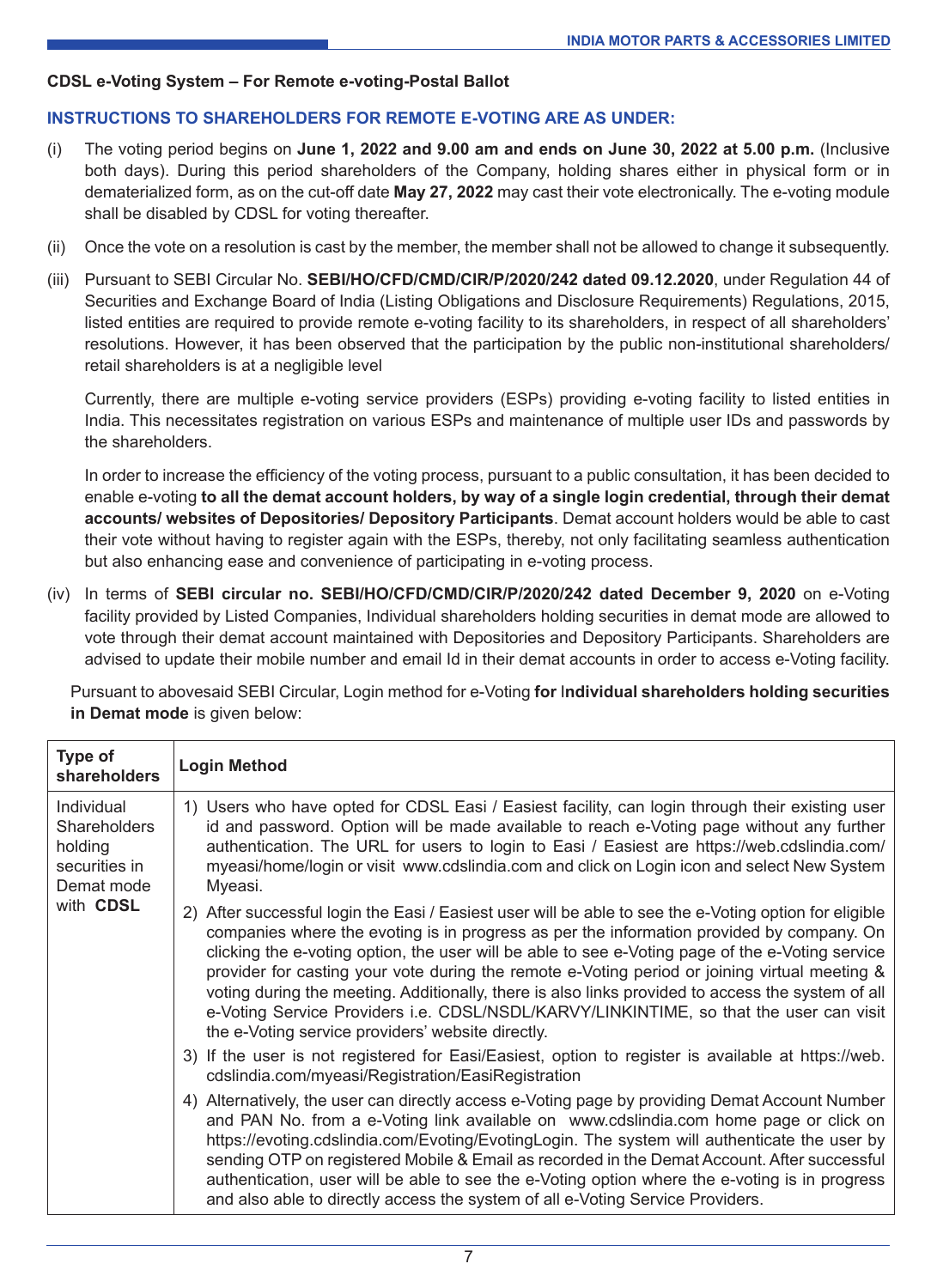**CDSL e-Voting System – For Remote e-voting-Postal Ballot**

**INSTRUCTIONS TO SHAREHOLDERS FOR REMOTE E-VOTING ARE AS UNDER:**

(i) The voting period begins on **June 1, 2022 and 9.00 am and ends on June 30, 2022 at 5.00 p.m.** (Inclusive both days). During this period shareholders of the Company, holding shares either in physical form or in dematerialized form, as on the cut-off date **May 27, 2022** may cast their vote electronically. The e-voting module shall be disabled by CDSL for voting thereafter.

(ii) Once the vote on a resolution is cast by the member, the member shall not be allowed to change it subsequently.

(iii) Pursuant to SEBI Circular No. **SEBI/HO/CFD/CMD/CIR/P/2020/242 dated 09.12.2020**, under Regulation 44 of Securities and Exchange Board of India (Listing Obligations and Disclosure Requirements) Regulations, 2015, listed entities are required to provide remote e-voting facility to its shareholders, in respect of all shareholders' resolutions. However, it has been observed that the participation by the public non-institutional shareholders/ retail shareholders is at a negligible level

Currently, there are multiple e-voting service providers (ESPs) providing e-voting facility to listed entities in India. This necessitates registration on various ESPs and maintenance of multiple user IDs and passwords by the shareholders.

In order to increase the efficiency of the voting process, pursuant to a public consultation, it has been decided to enable e-voting **to all the demat account holders, by way of a single login credential, through their demat accounts/ websites of Depositories/ Depository Participants**. Demat account holders would be able to cast their vote without having to register again with the ESPs, thereby, not only facilitating seamless authentication but also enhancing ease and convenience of participating in e-voting process.

(iv) In terms of **SEBI circular no. SEBI/HO/CFD/CMD/CIR/P/2020/242 dated December 9, 2020** on e-Voting facility provided by Listed Companies, Individual shareholders holding securities in demat mode are allowed to vote through their demat account maintained with Depositories and Depository Participants. Shareholders are advised to update their mobile number and email Id in their demat accounts in order to access e-Voting facility.

Pursuant to abovesaid SEBI Circular, Login method for e-Voting **for Individual shareholders holding securities in Demat mode** is given below:

| Type of shareholders | Login Method |
|---|---|
| Individual Shareholders holding securities in Demat mode with **CDSL** | 1) Users who have opted for CDSL Easi / Easiest facility, can login through their existing user id and password. Option will be made available to reach e-Voting page without any further authentication. The URL for users to login to Easi / Easiest are https://web.cdslindia.com/myeasi/home/login or visit www.cdslindia.com and click on Login icon and select New System Myeasi.<br>2) After successful login the Easi / Easiest user will be able to see the e-Voting option for eligible companies where the evoting is in progress as per the information provided by company. On clicking the e-voting option, the user will be able to see e-Voting page of the e-Voting service provider for casting your vote during the remote e-Voting period or joining virtual meeting & voting during the meeting. Additionally, there is also links provided to access the system of all e-Voting Service Providers i.e. CDSL/NSDL/KARVY/LINKINTIME, so that the user can visit the e-Voting service providers' website directly.<br>3) If the user is not registered for Easi/Easiest, option to register is available at https://web.cdslindia.com/myeasi/Registration/EasiRegistration<br>4) Alternatively, the user can directly access e-Voting page by providing Demat Account Number and PAN No. from a e-Voting link available on www.cdslindia.com home page or click on https://evoting.cdslindia.com/Evoting/EvotingLogin. The system will authenticate the user by sending OTP on registered Mobile & Email as recorded in the Demat Account. After successful authentication, user will be able to see the e-Voting option where the e-voting is in progress and also able to directly access the system of all e-Voting Service Providers. |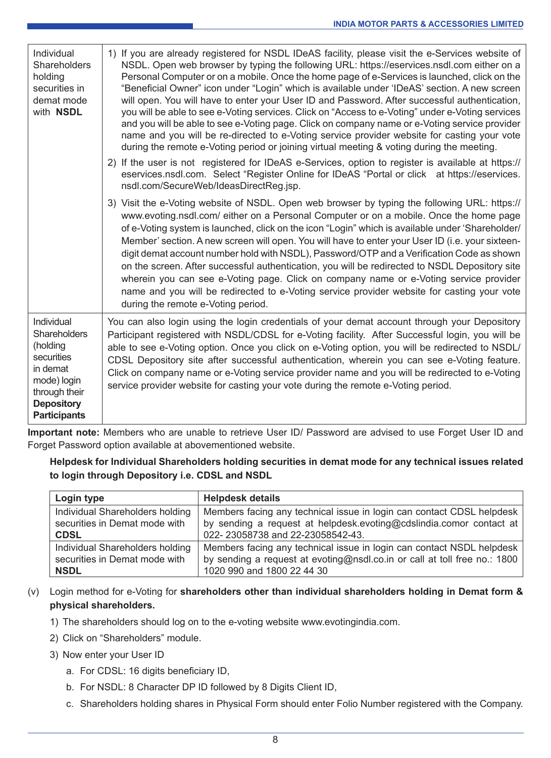| Individual Shareholders holding securities in demat mode with **NSDL** | 1) If you are already registered for NSDL IDeAS facility, please visit the e-Services website of NSDL. Open web browser by typing the following URL: https://eservices.nsdl.com either on a Personal Computer or on a mobile. Once the home page of e-Services is launched, click on the "Beneficial Owner" icon under "Login" which is available under 'IDeAS' section. A new screen will open. You will have to enter your User ID and Password. After successful authentication, you will be able to see e-Voting services. Click on "Access to e-Voting" under e-Voting services and you will be able to see e-Voting page. Click on company name or e-Voting service provider name and you will be re-directed to e-Voting service provider website for casting your vote during the remote e-Voting period or joining virtual meeting & voting during the meeting.<br>2) If the user is not registered for IDeAS e-Services, option to register is available at https://eservices.nsdl.com. Select "Register Online for IDeAS "Portal or click at https://eservices.nsdl.com/SecureWeb/IdeasDirectReg.jsp.<br>3) Visit the e-Voting website of NSDL. Open web browser by typing the following URL: https://www.evoting.nsdl.com/ either on a Personal Computer or on a mobile. Once the home page of e-Voting system is launched, click on the icon "Login" which is available under 'Shareholder/Member' section. A new screen will open. You will have to enter your User ID (i.e. your sixteen-digit demat account number hold with NSDL), Password/OTP and a Verification Code as shown on the screen. After successful authentication, you will be redirected to NSDL Depository site wherein you can see e-Voting page. Click on company name or e-Voting service provider name and you will be redirected to e-Voting service provider website for casting your vote during the remote e-Voting period. |
|---|---|
| Individual Shareholders (holding securities in demat mode) login through their **Depository Participants** | You can also login using the login credentials of your demat account through your Depository Participant registered with NSDL/CDSL for e-Voting facility. After Successful login, you will be able to see e-Voting option. Once you click on e-Voting option, you will be redirected to NSDL/CDSL Depository site after successful authentication, wherein you can see e-Voting feature. Click on company name or e-Voting service provider name and you will be redirected to e-Voting service provider website for casting your vote during the remote e-Voting period. |

**Important note:** Members who are unable to retrieve User ID/ Password are advised to use Forget User ID and Forget Password option available at abovementioned website.

**Helpdesk for Individual Shareholders holding securities in demat mode for any technical issues related to login through Depository i.e. CDSL and NSDL**

| Login type | Helpdesk details |
|---|---|
| Individual Shareholders holding securities in Demat mode with **CDSL** | Members facing any technical issue in login can contact CDSL helpdesk by sending a request at helpdesk.evoting@cdslindia.comor contact at 022- 23058738 and 22-23058542-43. |
| Individual Shareholders holding securities in Demat mode with **NSDL** | Members facing any technical issue in login can contact NSDL helpdesk by sending a request at evoting@nsdl.co.in or call at toll free no.: 1800 1020 990 and 1800 22 44 30 |

(v) Login method for e-Voting for **shareholders other than individual shareholders holding in Demat form & physical shareholders.**

1) The shareholders should log on to the e-voting website www.evotingindia.com.
2) Click on "Shareholders" module.
3) Now enter your User ID
   a. For CDSL: 16 digits beneficiary ID,
   b. For NSDL: 8 Character DP ID followed by 8 Digits Client ID,
   c. Shareholders holding shares in Physical Form should enter Folio Number registered with the Company.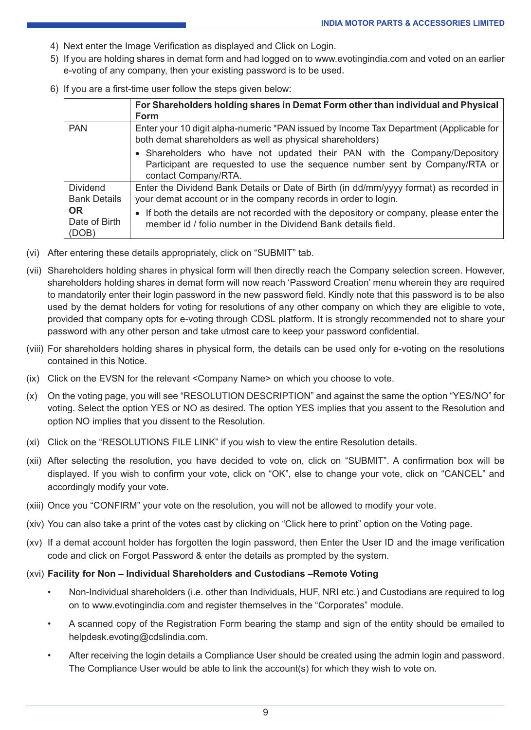4) Next enter the Image Verification as displayed and Click on Login.
5) If you are holding shares in demat form and had logged on to www.evotingindia.com and voted on an earlier e-voting of any company, then your existing password is to be used.
6) If you are a first-time user follow the steps given below:

| | For Shareholders holding shares in Demat Form other than individual and Physical Form |
|---|---|
| PAN | Enter your 10 digit alpha-numeric *PAN issued by Income Tax Department (Applicable for both demat shareholders as well as physical shareholders)<br>• Shareholders who have not updated their PAN with the Company/Depository Participant are requested to use the sequence number sent by Company/RTA or contact Company/RTA. |
| Dividend Bank Details **OR** Date of Birth (DOB) | Enter the Dividend Bank Details or Date of Birth (in dd/mm/yyyy format) as recorded in your demat account or in the company records in order to login.<br>• If both the details are not recorded with the depository or company, please enter the member id / folio number in the Dividend Bank details field. |

(vi) After entering these details appropriately, click on "SUBMIT" tab.

(vii) Shareholders holding shares in physical form will then directly reach the Company selection screen. However, shareholders holding shares in demat form will now reach 'Password Creation' menu wherein they are required to mandatorily enter their login password in the new password field. Kindly note that this password is to be also used by the demat holders for voting for resolutions of any other company on which they are eligible to vote, provided that company opts for e-voting through CDSL platform. It is strongly recommended not to share your password with any other person and take utmost care to keep your password confidential.

(viii) For shareholders holding shares in physical form, the details can be used only for e-voting on the resolutions contained in this Notice.

(ix) Click on the EVSN for the relevant <Company Name> on which you choose to vote.

(x) On the voting page, you will see "RESOLUTION DESCRIPTION" and against the same the option "YES/NO" for voting. Select the option YES or NO as desired. The option YES implies that you assent to the Resolution and option NO implies that you dissent to the Resolution.

(xi) Click on the "RESOLUTIONS FILE LINK" if you wish to view the entire Resolution details.

(xii) After selecting the resolution, you have decided to vote on, click on "SUBMIT". A confirmation box will be displayed. If you wish to confirm your vote, click on "OK", else to change your vote, click on "CANCEL" and accordingly modify your vote.

(xiii) Once you "CONFIRM" your vote on the resolution, you will not be allowed to modify your vote.

(xiv) You can also take a print of the votes cast by clicking on "Click here to print" option on the Voting page.

(xv) If a demat account holder has forgotten the login password, then Enter the User ID and the image verification code and click on Forgot Password & enter the details as prompted by the system.

(xvi) **Facility for Non – Individual Shareholders and Custodians –Remote Voting**

- Non-Individual shareholders (i.e. other than Individuals, HUF, NRI etc.) and Custodians are required to log on to www.evotingindia.com and register themselves in the "Corporates" module.
- A scanned copy of the Registration Form bearing the stamp and sign of the entity should be emailed to helpdesk.evoting@cdslindia.com.
- After receiving the login details a Compliance User should be created using the admin login and password. The Compliance User would be able to link the account(s) for which they wish to vote on.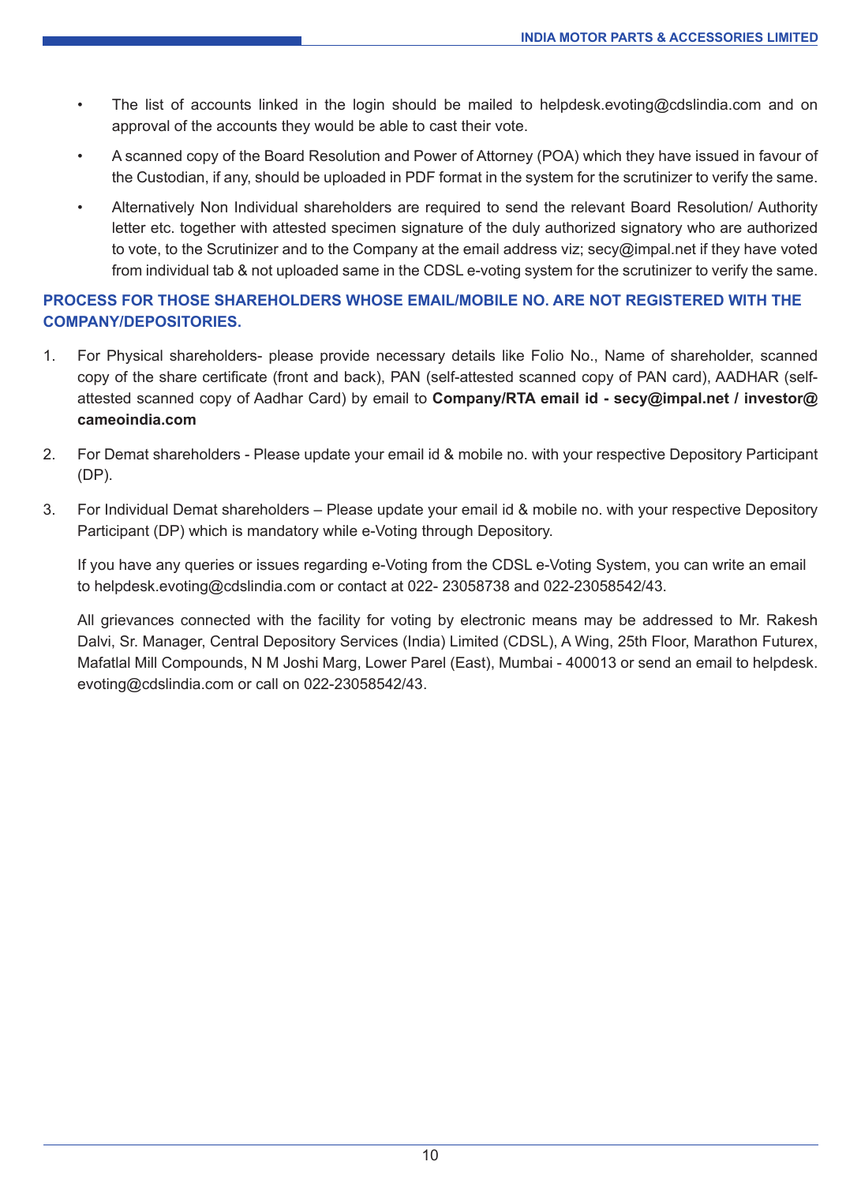- The list of accounts linked in the login should be mailed to helpdesk.evoting@cdslindia.com and on approval of the accounts they would be able to cast their vote.
- A scanned copy of the Board Resolution and Power of Attorney (POA) which they have issued in favour of the Custodian, if any, should be uploaded in PDF format in the system for the scrutinizer to verify the same.
- Alternatively Non Individual shareholders are required to send the relevant Board Resolution/ Authority letter etc. together with attested specimen signature of the duly authorized signatory who are authorized to vote, to the Scrutinizer and to the Company at the email address viz; secy@impal.net if they have voted from individual tab & not uploaded same in the CDSL e-voting system for the scrutinizer to verify the same.

**PROCESS FOR THOSE SHAREHOLDERS WHOSE EMAIL/MOBILE NO. ARE NOT REGISTERED WITH THE COMPANY/DEPOSITORIES.**

1. For Physical shareholders- please provide necessary details like Folio No., Name of shareholder, scanned copy of the share certificate (front and back), PAN (self-attested scanned copy of PAN card), AADHAR (self-attested scanned copy of Aadhar Card) by email to **Company/RTA email id - secy@impal.net / investor@cameoindia.com**

2. For Demat shareholders - Please update your email id & mobile no. with your respective Depository Participant (DP).

3. For Individual Demat shareholders – Please update your email id & mobile no. with your respective Depository Participant (DP) which is mandatory while e-Voting through Depository.

   If you have any queries or issues regarding e-Voting from the CDSL e-Voting System, you can write an email to helpdesk.evoting@cdslindia.com or contact at 022- 23058738 and 022-23058542/43.

   All grievances connected with the facility for voting by electronic means may be addressed to Mr. Rakesh Dalvi, Sr. Manager, Central Depository Services (India) Limited (CDSL), A Wing, 25th Floor, Marathon Futurex, Mafatlal Mill Compounds, N M Joshi Marg, Lower Parel (East), Mumbai - 400013 or send an email to helpdesk.evoting@cdslindia.com or call on 022-23058542/43.